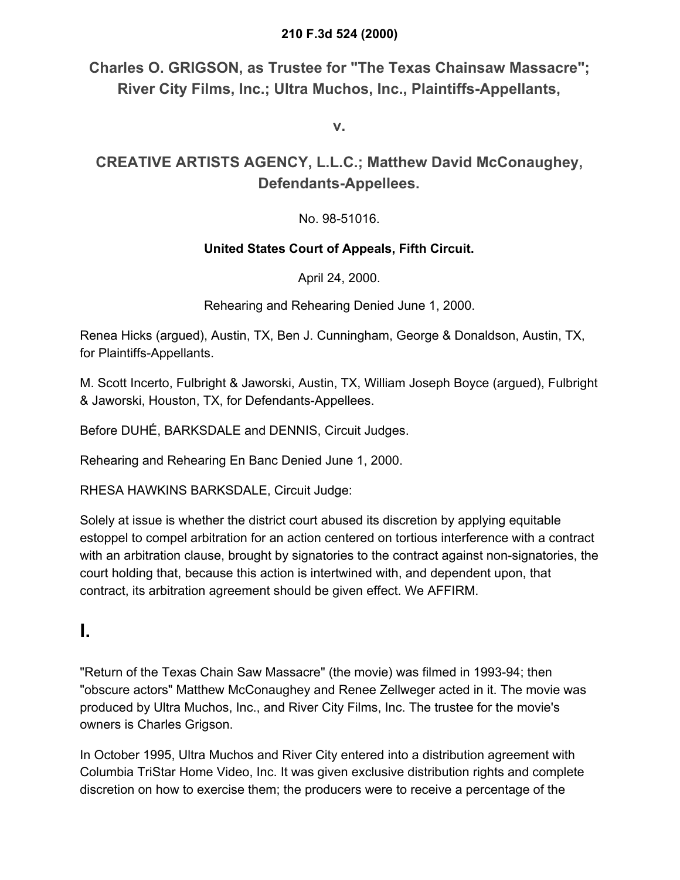**210 F.3d 524 (2000)**

## Charles O. GRIGSON, as Trustee for "The Texas Chainsaw Massacre"; River City Films, Inc.; Ultra Muchos, Inc., Plaintiffs-Appellants,

**v.**

## CREATIVE ARTISTS AGENCY, L.L.C.; Matthew David McConaughey, Defendants-Appellees.

No. 98-51016.

**United States Court of Appeals, Fifth Circuit.**

April 24, 2000.

Rehearing and Rehearing Denied June 1, 2000.

Renea Hicks (argued), Austin, TX, Ben J. Cunningham, George & Donaldson, Austin, TX, for Plaintiffs-Appellants.

M. Scott Incerto, Fulbright & Jaworski, Austin, TX, William Joseph Boyce (argued), Fulbright & Jaworski, Houston, TX, for Defendants-Appellees.

Before DUHÉ, BARKSDALE and DENNIS, Circuit Judges.

Rehearing and Rehearing En Banc Denied June 1, 2000.

RHESA HAWKINS BARKSDALE, Circuit Judge:

Solely at issue is whether the district court abused its discretion by applying equitable estoppel to compel arbitration for an action centered on tortious interference with a contract with an arbitration clause, brought by signatories to the contract against non-signatories, the court holding that, because this action is intertwined with, and dependent upon, that contract, its arbitration agreement should be given effect. We AFFIRM.

# I.

"Return of the Texas Chain Saw Massacre" (the movie) was filmed in 1993-94; then "obscure actors" Matthew McConaughey and Renee Zellweger acted in it. The movie was produced by Ultra Muchos, Inc., and River City Films, Inc. The trustee for the movie's owners is Charles Grigson.

In October 1995, Ultra Muchos and River City entered into a distribution agreement with Columbia TriStar Home Video, Inc. It was given exclusive distribution rights and complete discretion on how to exercise them; the producers were to receive a percentage of the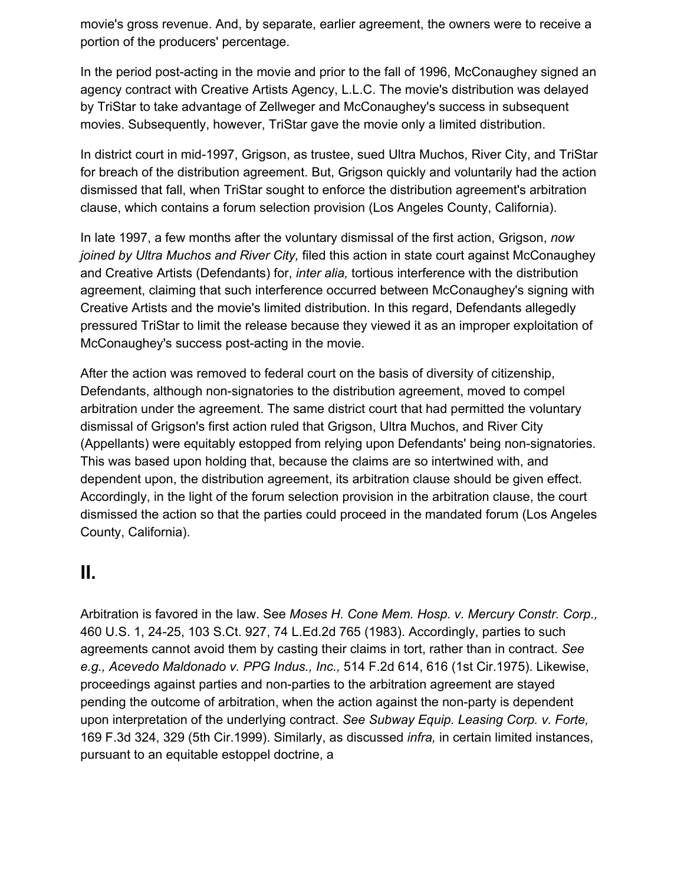movie's gross revenue. And, by separate, earlier agreement, the owners were to receive a portion of the producers' percentage.

In the period post-acting in the movie and prior to the fall of 1996, McConaughey signed an agency contract with Creative Artists Agency, L.L.C. The movie's distribution was delayed by TriStar to take advantage of Zellweger and McConaughey's success in subsequent movies. Subsequently, however, TriStar gave the movie only a limited distribution.

In district court in mid-1997, Grigson, as trustee, sued Ultra Muchos, River City, and TriStar for breach of the distribution agreement. But, Grigson quickly and voluntarily had the action dismissed that fall, when TriStar sought to enforce the distribution agreement's arbitration clause, which contains a forum selection provision (Los Angeles County, California).

In late 1997, a few months after the voluntary dismissal of the first action, Grigson, *now joined by Ultra Muchos and River City,* filed this action in state court against McConaughey and Creative Artists (Defendants) for, *inter alia,* tortious interference with the distribution agreement, claiming that such interference occurred between McConaughey's signing with Creative Artists and the movie's limited distribution. In this regard, Defendants allegedly pressured TriStar to limit the release because they viewed it as an improper exploitation of McConaughey's success post-acting in the movie.

After the action was removed to federal court on the basis of diversity of citizenship, Defendants, although non-signatories to the distribution agreement, moved to compel arbitration under the agreement. The same district court that had permitted the voluntary dismissal of Grigson's first action ruled that Grigson, Ultra Muchos, and River City (Appellants) were equitably estopped from relying upon Defendants' being non-signatories. This was based upon holding that, because the claims are so intertwined with, and dependent upon, the distribution agreement, its arbitration clause should be given effect. Accordingly, in the light of the forum selection provision in the arbitration clause, the court dismissed the action so that the parties could proceed in the mandated forum (Los Angeles County, California).

## II.

Arbitration is favored in the law. See *Moses H. Cone Mem. Hosp. v. Mercury Constr. Corp.,* 460 U.S. 1, 24-25, 103 S.Ct. 927, 74 L.Ed.2d 765 (1983). Accordingly, parties to such agreements cannot avoid them by casting their claims in tort, rather than in contract. *See e.g., Acevedo Maldonado v. PPG Indus., Inc.,* 514 F.2d 614, 616 (1st Cir.1975). Likewise, proceedings against parties and non-parties to the arbitration agreement are stayed pending the outcome of arbitration, when the action against the non-party is dependent upon interpretation of the underlying contract. *See Subway Equip. Leasing Corp. v. Forte,* 169 F.3d 324, 329 (5th Cir.1999). Similarly, as discussed *infra,* in certain limited instances, pursuant to an equitable estoppel doctrine, a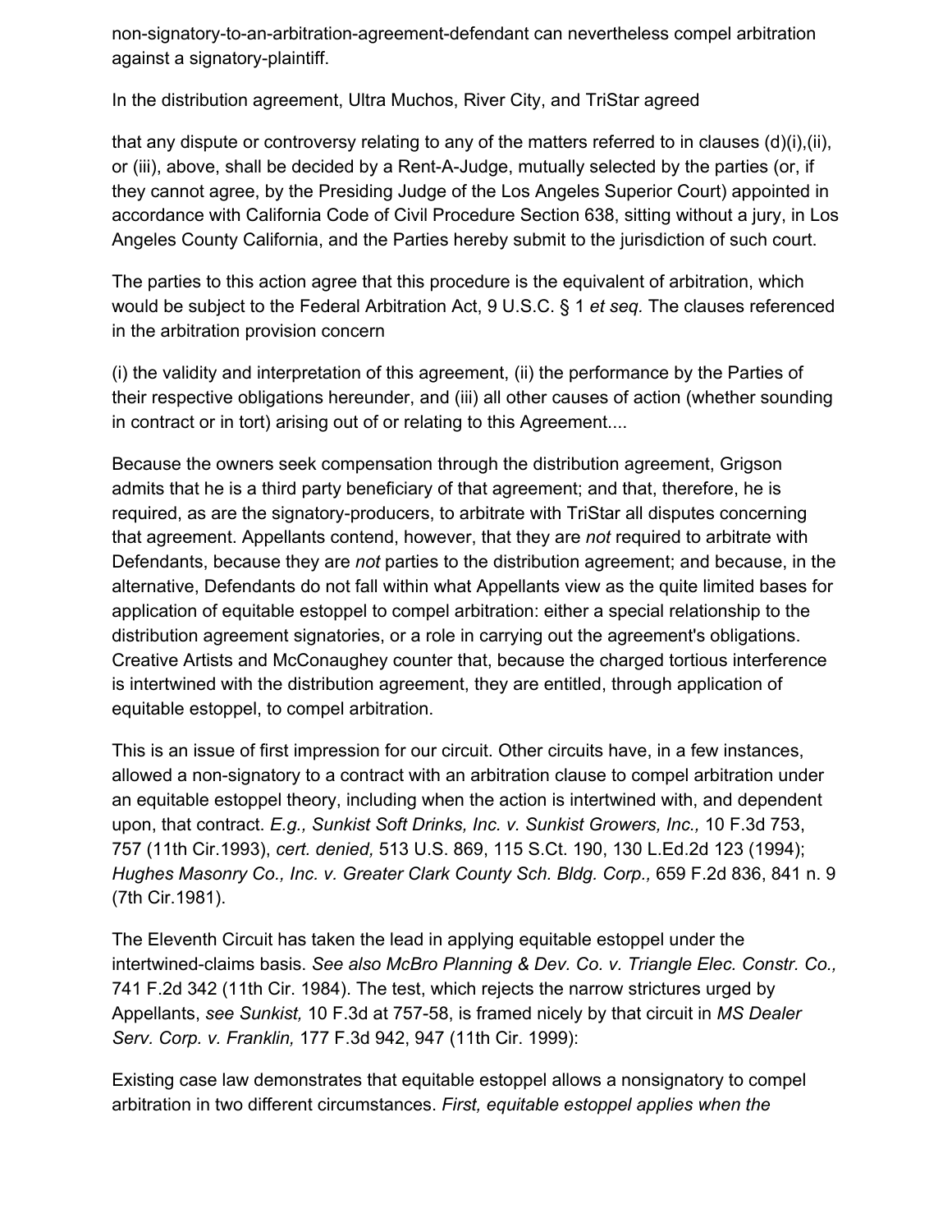non-signatory-to-an-arbitration-agreement-defendant can nevertheless compel arbitration against a signatory-plaintiff.

In the distribution agreement, Ultra Muchos, River City, and TriStar agreed

that any dispute or controversy relating to any of the matters referred to in clauses (d)(i),(ii), or (iii), above, shall be decided by a Rent-A-Judge, mutually selected by the parties (or, if they cannot agree, by the Presiding Judge of the Los Angeles Superior Court) appointed in accordance with California Code of Civil Procedure Section 638, sitting without a jury, in Los Angeles County California, and the Parties hereby submit to the jurisdiction of such court.

The parties to this action agree that this procedure is the equivalent of arbitration, which would be subject to the Federal Arbitration Act, 9 U.S.C. § 1 *et seq.* The clauses referenced in the arbitration provision concern

(i) the validity and interpretation of this agreement, (ii) the performance by the Parties of their respective obligations hereunder, and (iii) all other causes of action (whether sounding in contract or in tort) arising out of or relating to this Agreement....

Because the owners seek compensation through the distribution agreement, Grigson admits that he is a third party beneficiary of that agreement; and that, therefore, he is required, as are the signatory-producers, to arbitrate with TriStar all disputes concerning that agreement. Appellants contend, however, that they are *not* required to arbitrate with Defendants, because they are *not* parties to the distribution agreement; and because, in the alternative, Defendants do not fall within what Appellants view as the quite limited bases for application of equitable estoppel to compel arbitration: either a special relationship to the distribution agreement signatories, or a role in carrying out the agreement's obligations. Creative Artists and McConaughey counter that, because the charged tortious interference is intertwined with the distribution agreement, they are entitled, through application of equitable estoppel, to compel arbitration.

This is an issue of first impression for our circuit. Other circuits have, in a few instances, allowed a non-signatory to a contract with an arbitration clause to compel arbitration under an equitable estoppel theory, including when the action is intertwined with, and dependent upon, that contract. *E.g., Sunkist Soft Drinks, Inc. v. Sunkist Growers, Inc.,* 10 F.3d 753, 757 (11th Cir.1993), *cert. denied,* 513 U.S. 869, 115 S.Ct. 190, 130 L.Ed.2d 123 (1994); *Hughes Masonry Co., Inc. v. Greater Clark County Sch. Bldg. Corp.,* 659 F.2d 836, 841 n. 9 (7th Cir.1981).

The Eleventh Circuit has taken the lead in applying equitable estoppel under the intertwined-claims basis. *See also McBro Planning & Dev. Co. v. Triangle Elec. Constr. Co.,* 741 F.2d 342 (11th Cir. 1984). The test, which rejects the narrow strictures urged by Appellants, *see Sunkist,* 10 F.3d at 757-58, is framed nicely by that circuit in *MS Dealer Serv. Corp. v. Franklin,* 177 F.3d 942, 947 (11th Cir. 1999):

Existing case law demonstrates that equitable estoppel allows a nonsignatory to compel arbitration in two different circumstances. *First, equitable estoppel applies when the*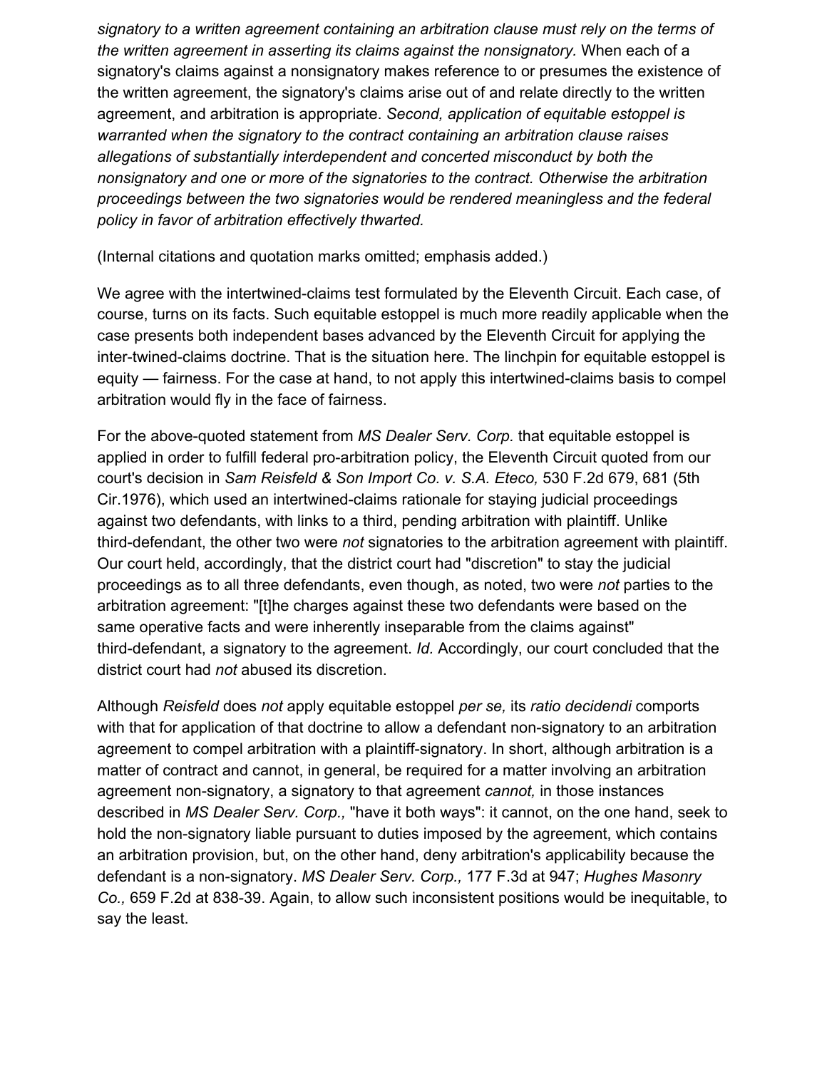*signatory to a written agreement containing an arbitration clause must rely on the terms of the written agreement in asserting its claims against the nonsignatory.* When each of a signatory's claims against a nonsignatory makes reference to or presumes the existence of the written agreement, the signatory's claims arise out of and relate directly to the written agreement, and arbitration is appropriate. *Second, application of equitable estoppel is warranted when the signatory to the contract containing an arbitration clause raises allegations of substantially interdependent and concerted misconduct by both the nonsignatory and one or more of the signatories to the contract. Otherwise the arbitration proceedings between the two signatories would be rendered meaningless and the federal policy in favor of arbitration effectively thwarted.*

(Internal citations and quotation marks omitted; emphasis added.)

We agree with the intertwined-claims test formulated by the Eleventh Circuit. Each case, of course, turns on its facts. Such equitable estoppel is much more readily applicable when the case presents both independent bases advanced by the Eleventh Circuit for applying the inter-twined-claims doctrine. That is the situation here. The linchpin for equitable estoppel is equity — fairness. For the case at hand, to not apply this intertwined-claims basis to compel arbitration would fly in the face of fairness.

For the above-quoted statement from *MS Dealer Serv. Corp.* that equitable estoppel is applied in order to fulfill federal pro-arbitration policy, the Eleventh Circuit quoted from our court's decision in *Sam Reisfeld & Son Import Co. v. S.A. Eteco,* 530 F.2d 679, 681 (5th Cir.1976), which used an intertwined-claims rationale for staying judicial proceedings against two defendants, with links to a third, pending arbitration with plaintiff. Unlike third-defendant, the other two were *not* signatories to the arbitration agreement with plaintiff. Our court held, accordingly, that the district court had "discretion" to stay the judicial proceedings as to all three defendants, even though, as noted, two were *not* parties to the arbitration agreement: "[t]he charges against these two defendants were based on the same operative facts and were inherently inseparable from the claims against" third-defendant, a signatory to the agreement. *Id.* Accordingly, our court concluded that the district court had *not* abused its discretion.

Although *Reisfeld* does *not* apply equitable estoppel *per se,* its *ratio decidendi* comports with that for application of that doctrine to allow a defendant non-signatory to an arbitration agreement to compel arbitration with a plaintiff-signatory. In short, although arbitration is a matter of contract and cannot, in general, be required for a matter involving an arbitration agreement non-signatory, a signatory to that agreement *cannot,* in those instances described in *MS Dealer Serv. Corp.,* "have it both ways": it cannot, on the one hand, seek to hold the non-signatory liable pursuant to duties imposed by the agreement, which contains an arbitration provision, but, on the other hand, deny arbitration's applicability because the defendant is a non-signatory. *MS Dealer Serv. Corp.,* 177 F.3d at 947; *Hughes Masonry Co.,* 659 F.2d at 838-39. Again, to allow such inconsistent positions would be inequitable, to say the least.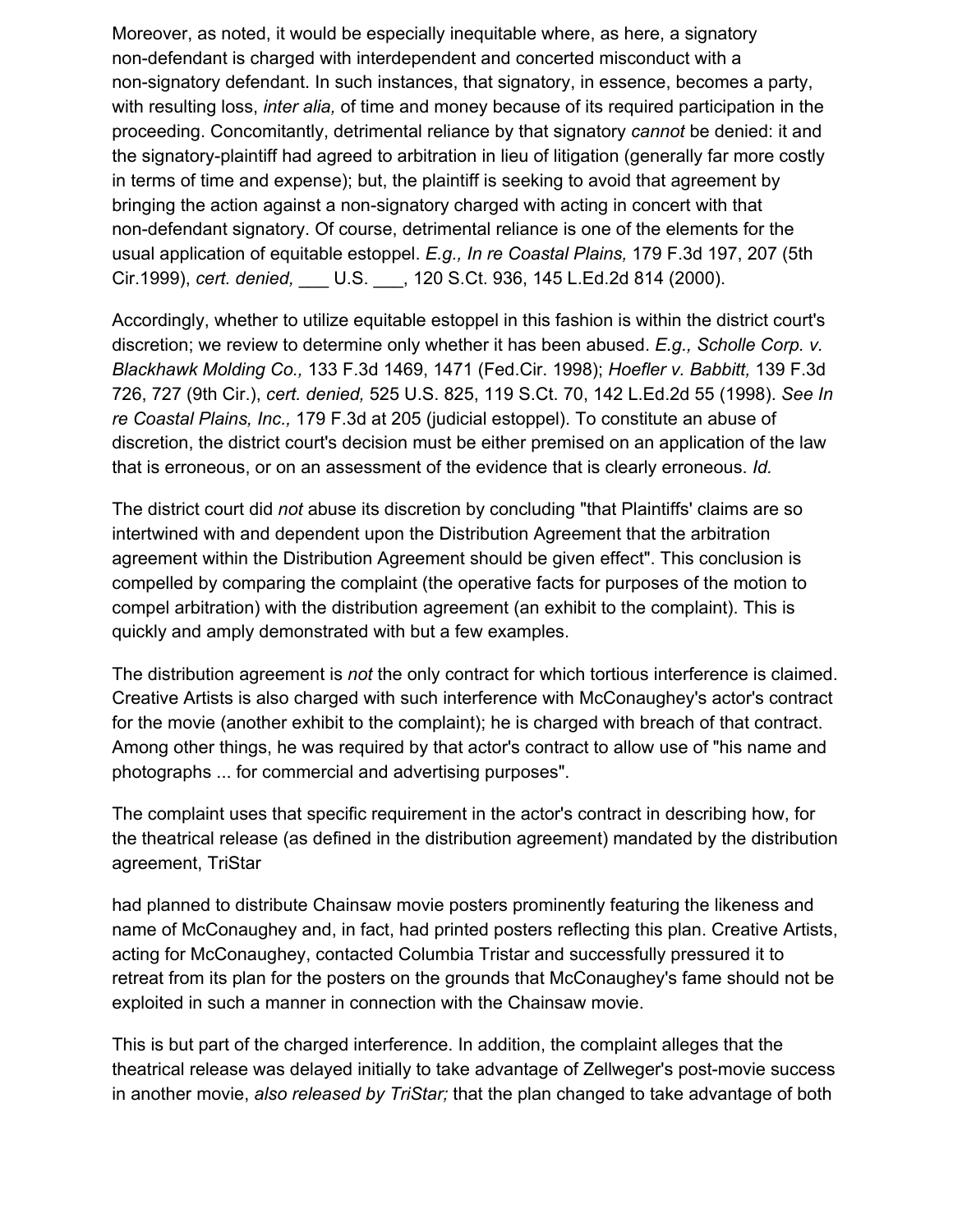Moreover, as noted, it would be especially inequitable where, as here, a signatory non-defendant is charged with interdependent and concerted misconduct with a non-signatory defendant. In such instances, that signatory, in essence, becomes a party, with resulting loss, *inter alia,* of time and money because of its required participation in the proceeding. Concomitantly, detrimental reliance by that signatory *cannot* be denied: it and the signatory-plaintiff had agreed to arbitration in lieu of litigation (generally far more costly in terms of time and expense); but, the plaintiff is seeking to avoid that agreement by bringing the action against a non-signatory charged with acting in concert with that non-defendant signatory. Of course, detrimental reliance is one of the elements for the usual application of equitable estoppel. *E.g., In re Coastal Plains,* 179 F.3d 197, 207 (5th Cir.1999), *cert. denied,* ___ U.S. ___, 120 S.Ct. 936, 145 L.Ed.2d 814 (2000).

Accordingly, whether to utilize equitable estoppel in this fashion is within the district court's discretion; we review to determine only whether it has been abused. *E.g., Scholle Corp. v. Blackhawk Molding Co.,* 133 F.3d 1469, 1471 (Fed.Cir. 1998); *Hoefler v. Babbitt,* 139 F.3d 726, 727 (9th Cir.), *cert. denied,* 525 U.S. 825, 119 S.Ct. 70, 142 L.Ed.2d 55 (1998). *See In re Coastal Plains, Inc.,* 179 F.3d at 205 (judicial estoppel). To constitute an abuse of discretion, the district court's decision must be either premised on an application of the law that is erroneous, or on an assessment of the evidence that is clearly erroneous. *Id.*

The district court did *not* abuse its discretion by concluding "that Plaintiffs' claims are so intertwined with and dependent upon the Distribution Agreement that the arbitration agreement within the Distribution Agreement should be given effect". This conclusion is compelled by comparing the complaint (the operative facts for purposes of the motion to compel arbitration) with the distribution agreement (an exhibit to the complaint). This is quickly and amply demonstrated with but a few examples.

The distribution agreement is *not* the only contract for which tortious interference is claimed. Creative Artists is also charged with such interference with McConaughey's actor's contract for the movie (another exhibit to the complaint); he is charged with breach of that contract. Among other things, he was required by that actor's contract to allow use of "his name and photographs ... for commercial and advertising purposes".

The complaint uses that specific requirement in the actor's contract in describing how, for the theatrical release (as defined in the distribution agreement) mandated by the distribution agreement, TriStar

had planned to distribute Chainsaw movie posters prominently featuring the likeness and name of McConaughey and, in fact, had printed posters reflecting this plan. Creative Artists, acting for McConaughey, contacted Columbia Tristar and successfully pressured it to retreat from its plan for the posters on the grounds that McConaughey's fame should not be exploited in such a manner in connection with the Chainsaw movie.

This is but part of the charged interference. In addition, the complaint alleges that the theatrical release was delayed initially to take advantage of Zellweger's post-movie success in another movie, *also released by TriStar;* that the plan changed to take advantage of both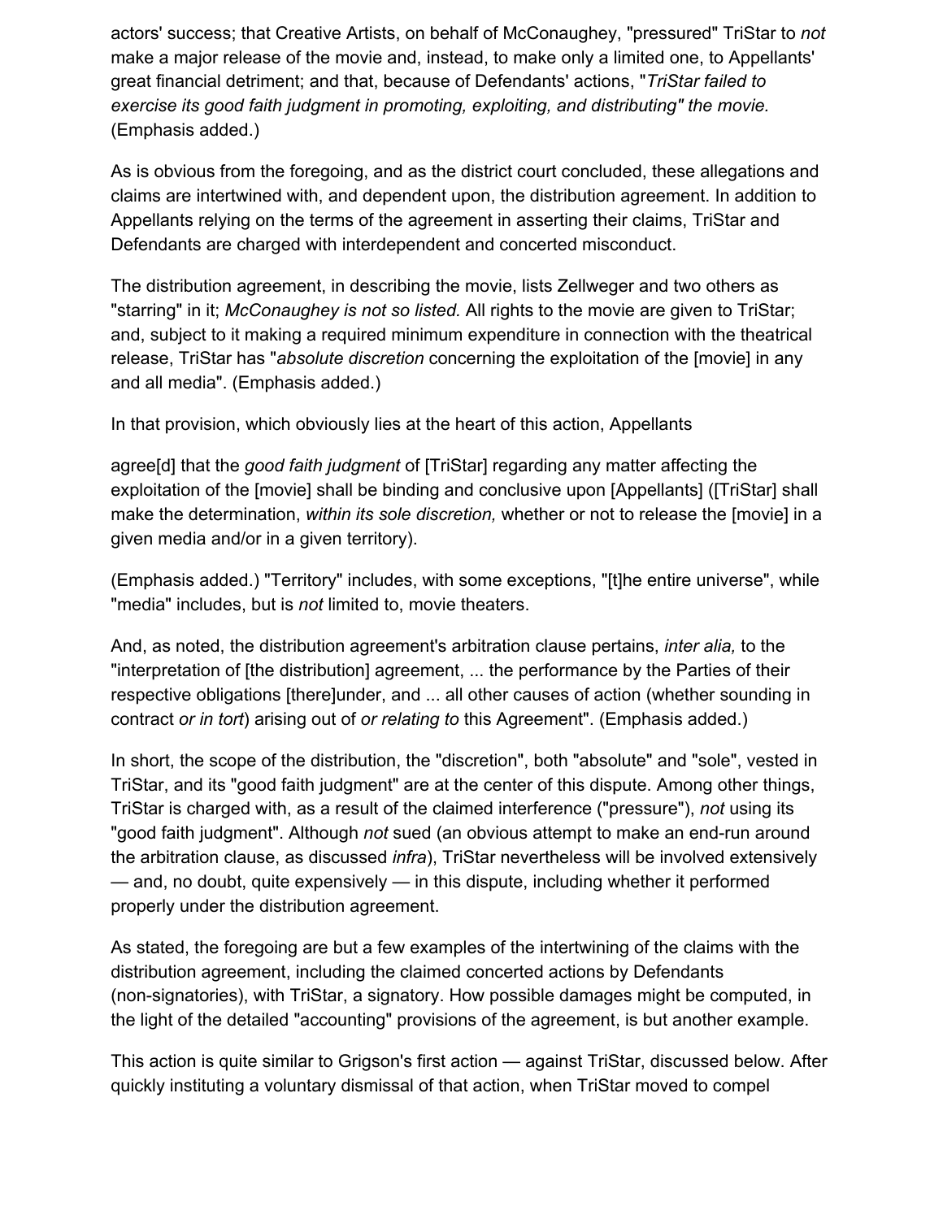actors' success; that Creative Artists, on behalf of McConaughey, "pressured" TriStar to *not* make a major release of the movie and, instead, to make only a limited one, to Appellants' great financial detriment; and that, because of Defendants' actions, "*TriStar failed to exercise its good faith judgment in promoting, exploiting, and distributing" the movie.* (Emphasis added.)

As is obvious from the foregoing, and as the district court concluded, these allegations and claims are intertwined with, and dependent upon, the distribution agreement. In addition to Appellants relying on the terms of the agreement in asserting their claims, TriStar and Defendants are charged with interdependent and concerted misconduct.

The distribution agreement, in describing the movie, lists Zellweger and two others as "starring" in it; *McConaughey is not so listed.* All rights to the movie are given to TriStar; and, subject to it making a required minimum expenditure in connection with the theatrical release, TriStar has "*absolute discretion* concerning the exploitation of the [movie] in any and all media". (Emphasis added.)

In that provision, which obviously lies at the heart of this action, Appellants

agree[d] that the *good faith judgment* of [TriStar] regarding any matter affecting the exploitation of the [movie] shall be binding and conclusive upon [Appellants] ([TriStar] shall make the determination, *within its sole discretion,* whether or not to release the [movie] in a given media and/or in a given territory).

(Emphasis added.) "Territory" includes, with some exceptions, "[t]he entire universe", while "media" includes, but is *not* limited to, movie theaters.

And, as noted, the distribution agreement's arbitration clause pertains, *inter alia,* to the "interpretation of [the distribution] agreement, ... the performance by the Parties of their respective obligations [there]under, and ... all other causes of action (whether sounding in contract *or in tort*) arising out of *or relating to* this Agreement". (Emphasis added.)

In short, the scope of the distribution, the "discretion", both "absolute" and "sole", vested in TriStar, and its "good faith judgment" are at the center of this dispute. Among other things, TriStar is charged with, as a result of the claimed interference ("pressure"), *not* using its "good faith judgment". Although *not* sued (an obvious attempt to make an end-run around the arbitration clause, as discussed *infra*), TriStar nevertheless will be involved extensively — and, no doubt, quite expensively — in this dispute, including whether it performed properly under the distribution agreement.

As stated, the foregoing are but a few examples of the intertwining of the claims with the distribution agreement, including the claimed concerted actions by Defendants (non-signatories), with TriStar, a signatory. How possible damages might be computed, in the light of the detailed "accounting" provisions of the agreement, is but another example.

This action is quite similar to Grigson's first action — against TriStar, discussed below. After quickly instituting a voluntary dismissal of that action, when TriStar moved to compel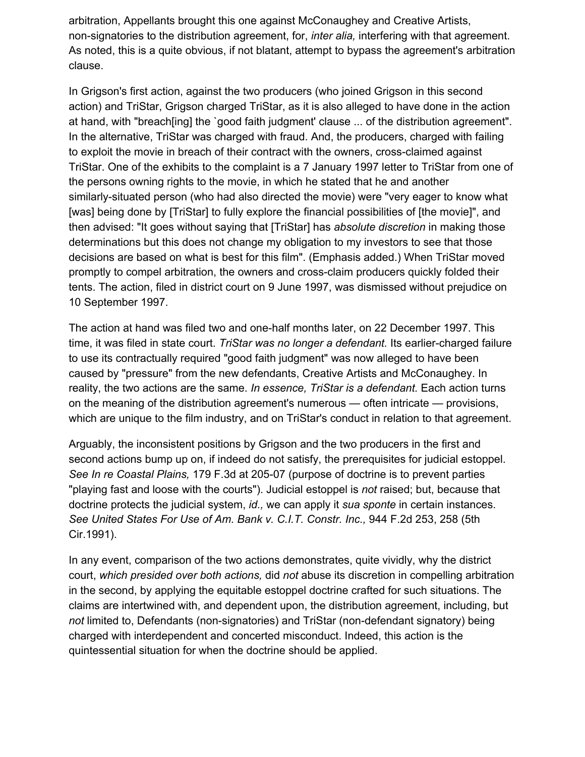arbitration, Appellants brought this one against McConaughey and Creative Artists, non-signatories to the distribution agreement, for, *inter alia,* interfering with that agreement. As noted, this is a quite obvious, if not blatant, attempt to bypass the agreement's arbitration clause.

In Grigson's first action, against the two producers (who joined Grigson in this second action) and TriStar, Grigson charged TriStar, as it is also alleged to have done in the action at hand, with "breach[ing] the `good faith judgment' clause ... of the distribution agreement". In the alternative, TriStar was charged with fraud. And, the producers, charged with failing to exploit the movie in breach of their contract with the owners, cross-claimed against TriStar. One of the exhibits to the complaint is a 7 January 1997 letter to TriStar from one of the persons owning rights to the movie, in which he stated that he and another similarly-situated person (who had also directed the movie) were "very eager to know what [was] being done by [TriStar] to fully explore the financial possibilities of [the movie]", and then advised: "It goes without saying that [TriStar] has *absolute discretion* in making those determinations but this does not change my obligation to my investors to see that those decisions are based on what is best for this film". (Emphasis added.) When TriStar moved promptly to compel arbitration, the owners and cross-claim producers quickly folded their tents. The action, filed in district court on 9 June 1997, was dismissed without prejudice on 10 September 1997.

The action at hand was filed two and one-half months later, on 22 December 1997. This time, it was filed in state court. *TriStar was no longer a defendant.* Its earlier-charged failure to use its contractually required "good faith judgment" was now alleged to have been caused by "pressure" from the new defendants, Creative Artists and McConaughey. In reality, the two actions are the same. *In essence, TriStar is a defendant.* Each action turns on the meaning of the distribution agreement's numerous — often intricate — provisions, which are unique to the film industry, and on TriStar's conduct in relation to that agreement.

Arguably, the inconsistent positions by Grigson and the two producers in the first and second actions bump up on, if indeed do not satisfy, the prerequisites for judicial estoppel. *See In re Coastal Plains,* 179 F.3d at 205-07 (purpose of doctrine is to prevent parties "playing fast and loose with the courts"). Judicial estoppel is *not* raised; but, because that doctrine protects the judicial system, *id.,* we can apply it *sua sponte* in certain instances. *See United States For Use of Am. Bank v. C.I.T. Constr. Inc.,* 944 F.2d 253, 258 (5th Cir.1991).

In any event, comparison of the two actions demonstrates, quite vividly, why the district court, *which presided over both actions,* did *not* abuse its discretion in compelling arbitration in the second, by applying the equitable estoppel doctrine crafted for such situations. The claims are intertwined with, and dependent upon, the distribution agreement, including, but *not* limited to, Defendants (non-signatories) and TriStar (non-defendant signatory) being charged with interdependent and concerted misconduct. Indeed, this action is the quintessential situation for when the doctrine should be applied.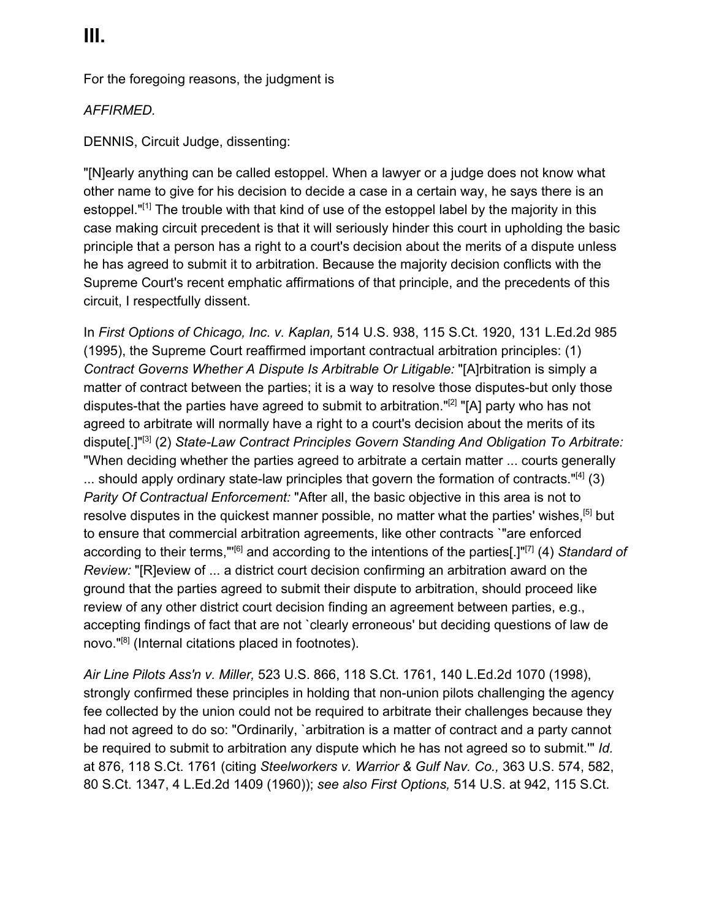# III.

For the foregoing reasons, the judgment is

*AFFIRMED.*

DENNIS, Circuit Judge, dissenting:

"[N]early anything can be called estoppel. When a lawyer or a judge does not know what other name to give for his decision to decide a case in a certain way, he says there is an estoppel."[1] The trouble with that kind of use of the estoppel label by the majority in this case making circuit precedent is that it will seriously hinder this court in upholding the basic principle that a person has a right to a court's decision about the merits of a dispute unless he has agreed to submit it to arbitration. Because the majority decision conflicts with the Supreme Court's recent emphatic affirmations of that principle, and the precedents of this circuit, I respectfully dissent.

In *First Options of Chicago, Inc. v. Kaplan,* 514 U.S. 938, 115 S.Ct. 1920, 131 L.Ed.2d 985 (1995), the Supreme Court reaffirmed important contractual arbitration principles: (1) *Contract Governs Whether A Dispute Is Arbitrable Or Litigable:* "[A]rbitration is simply a matter of contract between the parties; it is a way to resolve those disputes-but only those disputes-that the parties have agreed to submit to arbitration."[2] "[A] party who has not agreed to arbitrate will normally have a right to a court's decision about the merits of its dispute[.]"[3] (2) *State-Law Contract Principles Govern Standing And Obligation To Arbitrate:* "When deciding whether the parties agreed to arbitrate a certain matter ... courts generally ... should apply ordinary state-law principles that govern the formation of contracts."[4] (3) *Parity Of Contractual Enforcement:* "After all, the basic objective in this area is not to resolve disputes in the quickest manner possible, no matter what the parties' wishes,[5] but to ensure that commercial arbitration agreements, like other contracts `"are enforced according to their terms,"'[6] and according to the intentions of the parties[.]"[7] (4) *Standard of Review:* "[R]eview of ... a district court decision confirming an arbitration award on the ground that the parties agreed to submit their dispute to arbitration, should proceed like review of any other district court decision finding an agreement between parties, e.g., accepting findings of fact that are not `clearly erroneous' but deciding questions of law de novo."[8] (Internal citations placed in footnotes).

*Air Line Pilots Ass'n v. Miller,* 523 U.S. 866, 118 S.Ct. 1761, 140 L.Ed.2d 1070 (1998), strongly confirmed these principles in holding that non-union pilots challenging the agency fee collected by the union could not be required to arbitrate their challenges because they had not agreed to do so: "Ordinarily, `arbitration is a matter of contract and a party cannot be required to submit to arbitration any dispute which he has not agreed so to submit.'" *Id.* at 876, 118 S.Ct. 1761 (citing *Steelworkers v. Warrior & Gulf Nav. Co.,* 363 U.S. 574, 582, 80 S.Ct. 1347, 4 L.Ed.2d 1409 (1960)); *see also First Options,* 514 U.S. at 942, 115 S.Ct.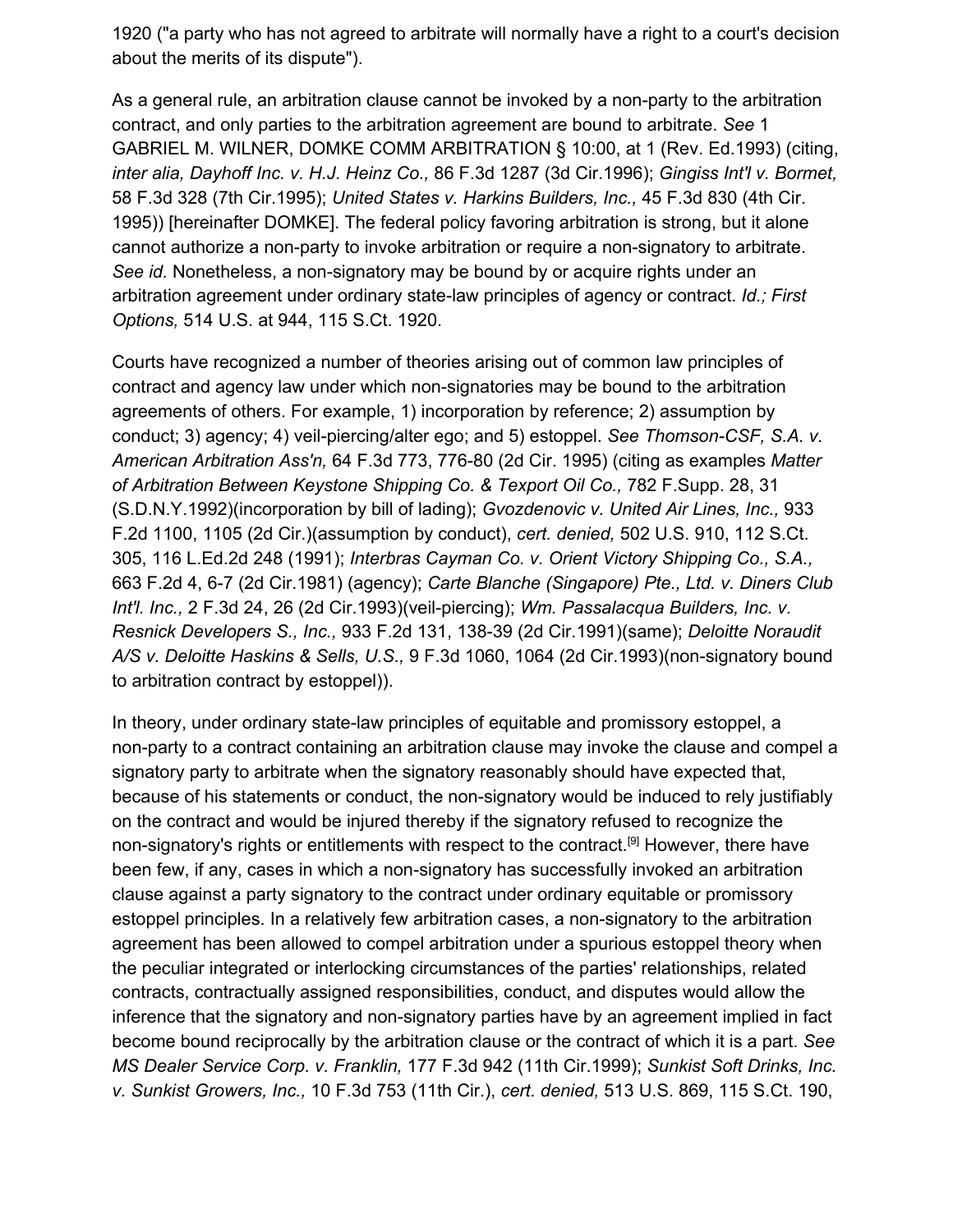1920 ("a party who has not agreed to arbitrate will normally have a right to a court's decision about the merits of its dispute").

As a general rule, an arbitration clause cannot be invoked by a non-party to the arbitration contract, and only parties to the arbitration agreement are bound to arbitrate. *See* 1 GABRIEL M. WILNER, DOMKE COMM ARBITRATION § 10:00, at 1 (Rev. Ed.1993) (citing, *inter alia, Dayhoff Inc. v. H.J. Heinz Co.,* 86 F.3d 1287 (3d Cir.1996); *Gingiss Int'l v. Bormet,* 58 F.3d 328 (7th Cir.1995); *United States v. Harkins Builders, Inc.,* 45 F.3d 830 (4th Cir. 1995)) [hereinafter DOMKE]. The federal policy favoring arbitration is strong, but it alone cannot authorize a non-party to invoke arbitration or require a non-signatory to arbitrate. *See id.* Nonetheless, a non-signatory may be bound by or acquire rights under an arbitration agreement under ordinary state-law principles of agency or contract. *Id.; First Options,* 514 U.S. at 944, 115 S.Ct. 1920.

Courts have recognized a number of theories arising out of common law principles of contract and agency law under which non-signatories may be bound to the arbitration agreements of others. For example, 1) incorporation by reference; 2) assumption by conduct; 3) agency; 4) veil-piercing/alter ego; and 5) estoppel. *See Thomson-CSF, S.A. v. American Arbitration Ass'n,* 64 F.3d 773, 776-80 (2d Cir. 1995) (citing as examples *Matter of Arbitration Between Keystone Shipping Co. & Texport Oil Co.,* 782 F.Supp. 28, 31 (S.D.N.Y.1992)(incorporation by bill of lading); *Gvozdenovic v. United Air Lines, Inc.,* 933 F.2d 1100, 1105 (2d Cir.)(assumption by conduct), *cert. denied,* 502 U.S. 910, 112 S.Ct. 305, 116 L.Ed.2d 248 (1991); *Interbras Cayman Co. v. Orient Victory Shipping Co., S.A.,* 663 F.2d 4, 6-7 (2d Cir.1981) (agency); *Carte Blanche (Singapore) Pte., Ltd. v. Diners Club Int'l. Inc.,* 2 F.3d 24, 26 (2d Cir.1993)(veil-piercing); *Wm. Passalacqua Builders, Inc. v. Resnick Developers S., Inc.,* 933 F.2d 131, 138-39 (2d Cir.1991)(same); *Deloitte Noraudit A/S v. Deloitte Haskins & Sells, U.S.,* 9 F.3d 1060, 1064 (2d Cir.1993)(non-signatory bound to arbitration contract by estoppel)).

In theory, under ordinary state-law principles of equitable and promissory estoppel, a non-party to a contract containing an arbitration clause may invoke the clause and compel a signatory party to arbitrate when the signatory reasonably should have expected that, because of his statements or conduct, the non-signatory would be induced to rely justifiably on the contract and would be injured thereby if the signatory refused to recognize the non-signatory's rights or entitlements with respect to the contract.[9] However, there have been few, if any, cases in which a non-signatory has successfully invoked an arbitration clause against a party signatory to the contract under ordinary equitable or promissory estoppel principles. In a relatively few arbitration cases, a non-signatory to the arbitration agreement has been allowed to compel arbitration under a spurious estoppel theory when the peculiar integrated or interlocking circumstances of the parties' relationships, related contracts, contractually assigned responsibilities, conduct, and disputes would allow the inference that the signatory and non-signatory parties have by an agreement implied in fact become bound reciprocally by the arbitration clause or the contract of which it is a part. *See MS Dealer Service Corp. v. Franklin,* 177 F.3d 942 (11th Cir.1999); *Sunkist Soft Drinks, Inc. v. Sunkist Growers, Inc.,* 10 F.3d 753 (11th Cir.), *cert. denied,* 513 U.S. 869, 115 S.Ct. 190,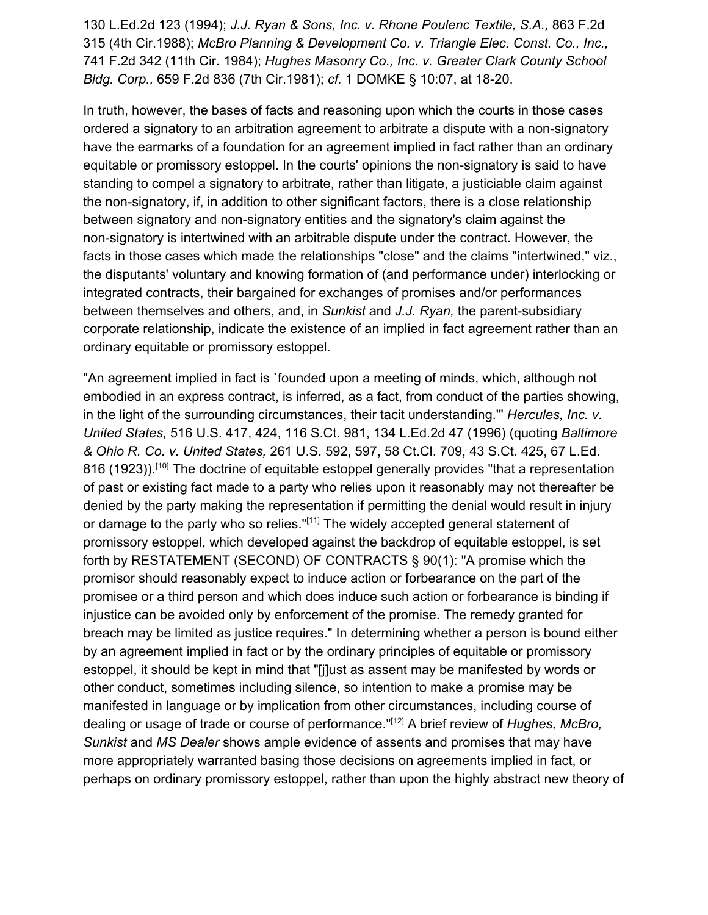130 L.Ed.2d 123 (1994); *J.J. Ryan & Sons, Inc. v. Rhone Poulenc Textile, S.A.,* 863 F.2d 315 (4th Cir.1988); *McBro Planning & Development Co. v. Triangle Elec. Const. Co., Inc.,* 741 F.2d 342 (11th Cir. 1984); *Hughes Masonry Co., Inc. v. Greater Clark County School Bldg. Corp.,* 659 F.2d 836 (7th Cir.1981); *cf.* 1 DOMKE § 10:07, at 18-20.

In truth, however, the bases of facts and reasoning upon which the courts in those cases ordered a signatory to an arbitration agreement to arbitrate a dispute with a non-signatory have the earmarks of a foundation for an agreement implied in fact rather than an ordinary equitable or promissory estoppel. In the courts' opinions the non-signatory is said to have standing to compel a signatory to arbitrate, rather than litigate, a justiciable claim against the non-signatory, if, in addition to other significant factors, there is a close relationship between signatory and non-signatory entities and the signatory's claim against the non-signatory is intertwined with an arbitrable dispute under the contract. However, the facts in those cases which made the relationships "close" and the claims "intertwined," viz., the disputants' voluntary and knowing formation of (and performance under) interlocking or integrated contracts, their bargained for exchanges of promises and/or performances between themselves and others, and, in *Sunkist* and *J.J. Ryan,* the parent-subsidiary corporate relationship, indicate the existence of an implied in fact agreement rather than an ordinary equitable or promissory estoppel.

"An agreement implied in fact is `founded upon a meeting of minds, which, although not embodied in an express contract, is inferred, as a fact, from conduct of the parties showing, in the light of the surrounding circumstances, their tacit understanding.'" *Hercules, Inc. v. United States,* 516 U.S. 417, 424, 116 S.Ct. 981, 134 L.Ed.2d 47 (1996) (quoting *Baltimore & Ohio R. Co. v. United States,* 261 U.S. 592, 597, 58 Ct.Cl. 709, 43 S.Ct. 425, 67 L.Ed. 816 (1923)).[10] The doctrine of equitable estoppel generally provides "that a representation of past or existing fact made to a party who relies upon it reasonably may not thereafter be denied by the party making the representation if permitting the denial would result in injury or damage to the party who so relies."[11] The widely accepted general statement of promissory estoppel, which developed against the backdrop of equitable estoppel, is set forth by RESTATEMENT (SECOND) OF CONTRACTS § 90(1): "A promise which the promisor should reasonably expect to induce action or forbearance on the part of the promisee or a third person and which does induce such action or forbearance is binding if injustice can be avoided only by enforcement of the promise. The remedy granted for breach may be limited as justice requires." In determining whether a person is bound either by an agreement implied in fact or by the ordinary principles of equitable or promissory estoppel, it should be kept in mind that "[j]ust as assent may be manifested by words or other conduct, sometimes including silence, so intention to make a promise may be manifested in language or by implication from other circumstances, including course of dealing or usage of trade or course of performance."[12] A brief review of *Hughes, McBro, Sunkist* and *MS Dealer* shows ample evidence of assents and promises that may have more appropriately warranted basing those decisions on agreements implied in fact, or perhaps on ordinary promissory estoppel, rather than upon the highly abstract new theory of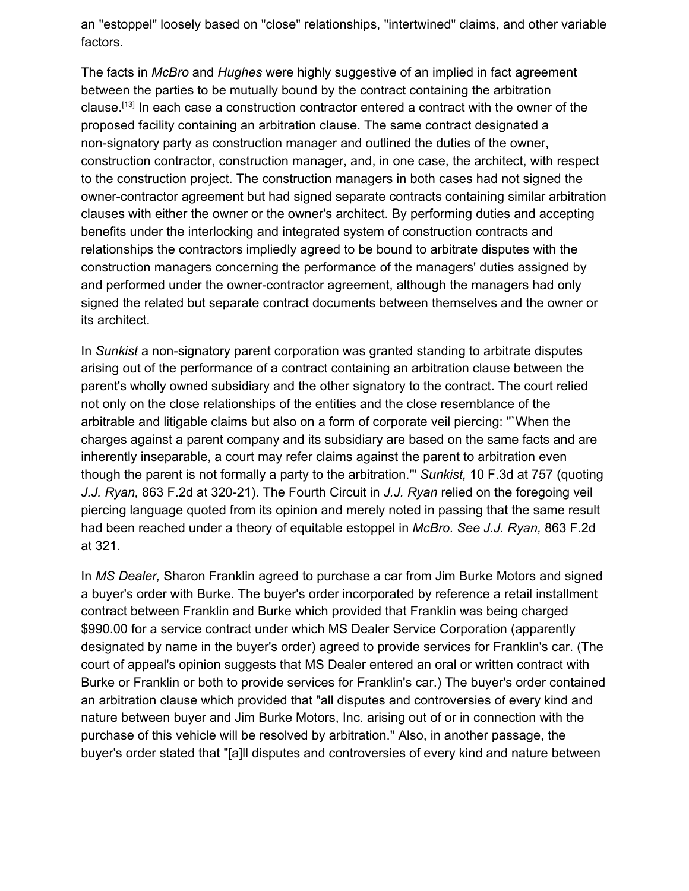an "estoppel" loosely based on "close" relationships, "intertwined" claims, and other variable factors.

The facts in *McBro* and *Hughes* were highly suggestive of an implied in fact agreement between the parties to be mutually bound by the contract containing the arbitration clause.[13] In each case a construction contractor entered a contract with the owner of the proposed facility containing an arbitration clause. The same contract designated a non-signatory party as construction manager and outlined the duties of the owner, construction contractor, construction manager, and, in one case, the architect, with respect to the construction project. The construction managers in both cases had not signed the owner-contractor agreement but had signed separate contracts containing similar arbitration clauses with either the owner or the owner's architect. By performing duties and accepting benefits under the interlocking and integrated system of construction contracts and relationships the contractors impliedly agreed to be bound to arbitrate disputes with the construction managers concerning the performance of the managers' duties assigned by and performed under the owner-contractor agreement, although the managers had only signed the related but separate contract documents between themselves and the owner or its architect.

In *Sunkist* a non-signatory parent corporation was granted standing to arbitrate disputes arising out of the performance of a contract containing an arbitration clause between the parent's wholly owned subsidiary and the other signatory to the contract. The court relied not only on the close relationships of the entities and the close resemblance of the arbitrable and litigable claims but also on a form of corporate veil piercing: "`When the charges against a parent company and its subsidiary are based on the same facts and are inherently inseparable, a court may refer claims against the parent to arbitration even though the parent is not formally a party to the arbitration.'" *Sunkist,* 10 F.3d at 757 (quoting *J.J. Ryan,* 863 F.2d at 320-21). The Fourth Circuit in *J.J. Ryan* relied on the foregoing veil piercing language quoted from its opinion and merely noted in passing that the same result had been reached under a theory of equitable estoppel in *McBro. See J.J. Ryan,* 863 F.2d at 321.

In *MS Dealer,* Sharon Franklin agreed to purchase a car from Jim Burke Motors and signed a buyer's order with Burke. The buyer's order incorporated by reference a retail installment contract between Franklin and Burke which provided that Franklin was being charged $990.00 for a service contract under which MS Dealer Service Corporation (apparently designated by name in the buyer's order) agreed to provide services for Franklin's car. (The court of appeal's opinion suggests that MS Dealer entered an oral or written contract with Burke or Franklin or both to provide services for Franklin's car.) The buyer's order contained an arbitration clause which provided that "all disputes and controversies of every kind and nature between buyer and Jim Burke Motors, Inc. arising out of or in connection with the purchase of this vehicle will be resolved by arbitration." Also, in another passage, the buyer's order stated that "[a]ll disputes and controversies of every kind and nature between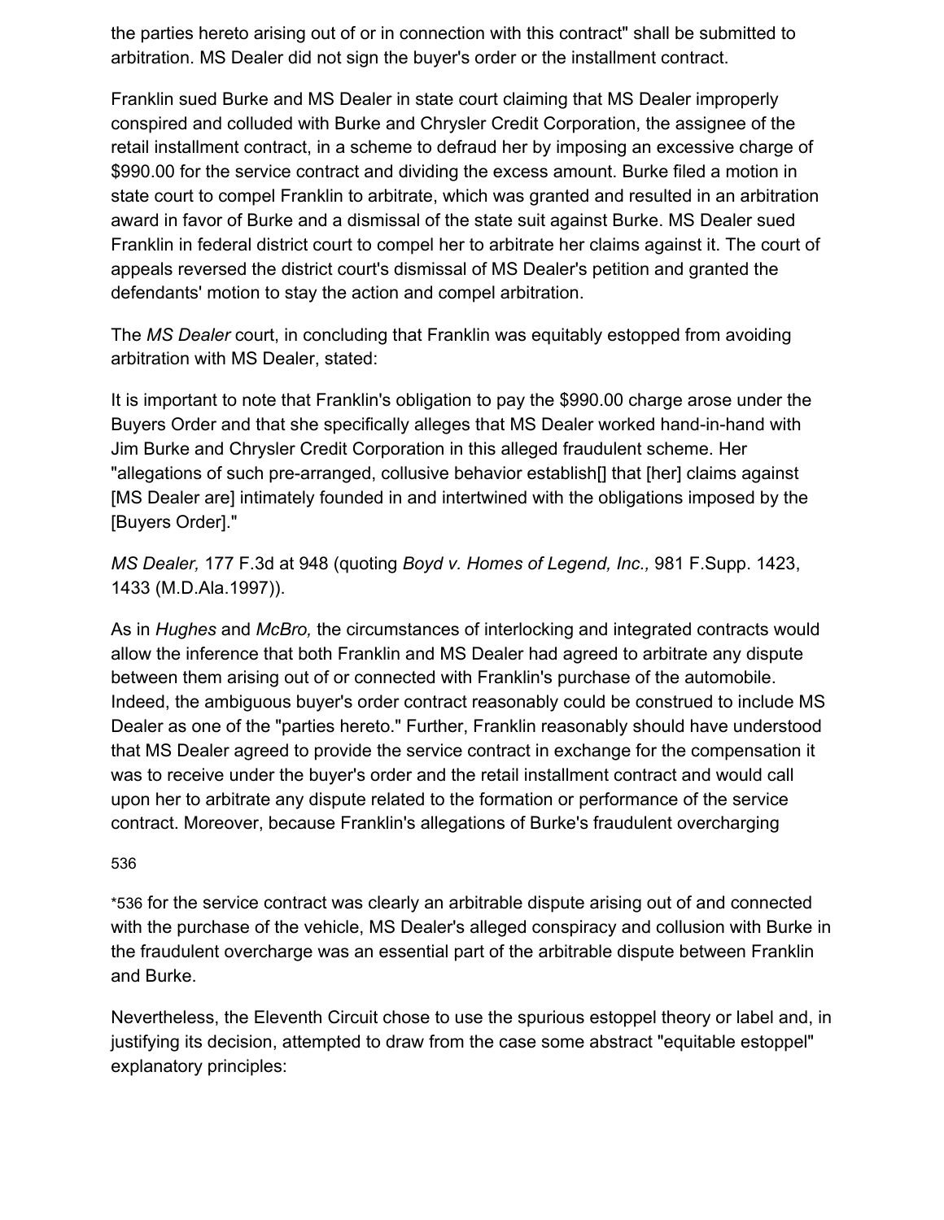the parties hereto arising out of or in connection with this contract" shall be submitted to arbitration. MS Dealer did not sign the buyer's order or the installment contract.

Franklin sued Burke and MS Dealer in state court claiming that MS Dealer improperly conspired and colluded with Burke and Chrysler Credit Corporation, the assignee of the retail installment contract, in a scheme to defraud her by imposing an excessive charge of $990.00 for the service contract and dividing the excess amount. Burke filed a motion in state court to compel Franklin to arbitrate, which was granted and resulted in an arbitration award in favor of Burke and a dismissal of the state suit against Burke. MS Dealer sued Franklin in federal district court to compel her to arbitrate her claims against it. The court of appeals reversed the district court's dismissal of MS Dealer's petition and granted the defendants' motion to stay the action and compel arbitration.

The *MS Dealer* court, in concluding that Franklin was equitably estopped from avoiding arbitration with MS Dealer, stated:

It is important to note that Franklin's obligation to pay the $990.00 charge arose under the Buyers Order and that she specifically alleges that MS Dealer worked hand-in-hand with Jim Burke and Chrysler Credit Corporation in this alleged fraudulent scheme. Her "allegations of such pre-arranged, collusive behavior establish[] that [her] claims against [MS Dealer are] intimately founded in and intertwined with the obligations imposed by the [Buyers Order]."

*MS Dealer,* 177 F.3d at 948 (quoting *Boyd v. Homes of Legend, Inc.,* 981 F.Supp. 1423, 1433 (M.D.Ala.1997)).

As in *Hughes* and *McBro,* the circumstances of interlocking and integrated contracts would allow the inference that both Franklin and MS Dealer had agreed to arbitrate any dispute between them arising out of or connected with Franklin's purchase of the automobile. Indeed, the ambiguous buyer's order contract reasonably could be construed to include MS Dealer as one of the "parties hereto." Further, Franklin reasonably should have understood that MS Dealer agreed to provide the service contract in exchange for the compensation it was to receive under the buyer's order and the retail installment contract and would call upon her to arbitrate any dispute related to the formation or performance of the service contract. Moreover, because Franklin's allegations of Burke's fraudulent overcharging

*536 for the service contract was clearly an arbitrable dispute arising out of and connected with the purchase of the vehicle, MS Dealer's alleged conspiracy and collusion with Burke in the fraudulent overcharge was an essential part of the arbitrable dispute between Franklin and Burke.

Nevertheless, the Eleventh Circuit chose to use the spurious estoppel theory or label and, in justifying its decision, attempted to draw from the case some abstract "equitable estoppel" explanatory principles: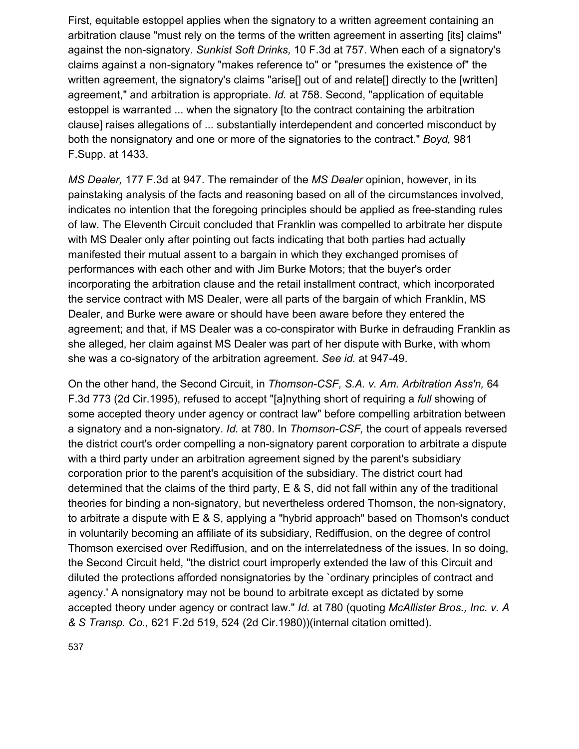First, equitable estoppel applies when the signatory to a written agreement containing an arbitration clause "must rely on the terms of the written agreement in asserting [its] claims" against the non-signatory. *Sunkist Soft Drinks,* 10 F.3d at 757. When each of a signatory's claims against a non-signatory "makes reference to" or "presumes the existence of" the written agreement, the signatory's claims "arise[] out of and relate[] directly to the [written] agreement," and arbitration is appropriate. *Id.* at 758. Second, "application of equitable estoppel is warranted ... when the signatory [to the contract containing the arbitration clause] raises allegations of ... substantially interdependent and concerted misconduct by both the nonsignatory and one or more of the signatories to the contract." *Boyd,* 981 F.Supp. at 1433.

*MS Dealer,* 177 F.3d at 947. The remainder of the *MS Dealer* opinion, however, in its painstaking analysis of the facts and reasoning based on all of the circumstances involved, indicates no intention that the foregoing principles should be applied as free-standing rules of law. The Eleventh Circuit concluded that Franklin was compelled to arbitrate her dispute with MS Dealer only after pointing out facts indicating that both parties had actually manifested their mutual assent to a bargain in which they exchanged promises of performances with each other and with Jim Burke Motors; that the buyer's order incorporating the arbitration clause and the retail installment contract, which incorporated the service contract with MS Dealer, were all parts of the bargain of which Franklin, MS Dealer, and Burke were aware or should have been aware before they entered the agreement; and that, if MS Dealer was a co-conspirator with Burke in defrauding Franklin as she alleged, her claim against MS Dealer was part of her dispute with Burke, with whom she was a co-signatory of the arbitration agreement. *See id.* at 947-49.

On the other hand, the Second Circuit, in *Thomson-CSF, S.A. v. Am. Arbitration Ass'n,* 64 F.3d 773 (2d Cir.1995), refused to accept "[a]nything short of requiring a *full* showing of some accepted theory under agency or contract law" before compelling arbitration between a signatory and a non-signatory. *Id.* at 780. In *Thomson-CSF,* the court of appeals reversed the district court's order compelling a non-signatory parent corporation to arbitrate a dispute with a third party under an arbitration agreement signed by the parent's subsidiary corporation prior to the parent's acquisition of the subsidiary. The district court had determined that the claims of the third party, E & S, did not fall within any of the traditional theories for binding a non-signatory, but nevertheless ordered Thomson, the non-signatory, to arbitrate a dispute with E & S, applying a "hybrid approach" based on Thomson's conduct in voluntarily becoming an affiliate of its subsidiary, Rediffusion, on the degree of control Thomson exercised over Rediffusion, and on the interrelatedness of the issues. In so doing, the Second Circuit held, "the district court improperly extended the law of this Circuit and diluted the protections afforded nonsignatories by the `ordinary principles of contract and agency.' A nonsignatory may not be bound to arbitrate except as dictated by some accepted theory under agency or contract law." *Id.* at 780 (quoting *McAllister Bros., Inc. v. A & S Transp. Co.,* 621 F.2d 519, 524 (2d Cir.1980))(internal citation omitted).

537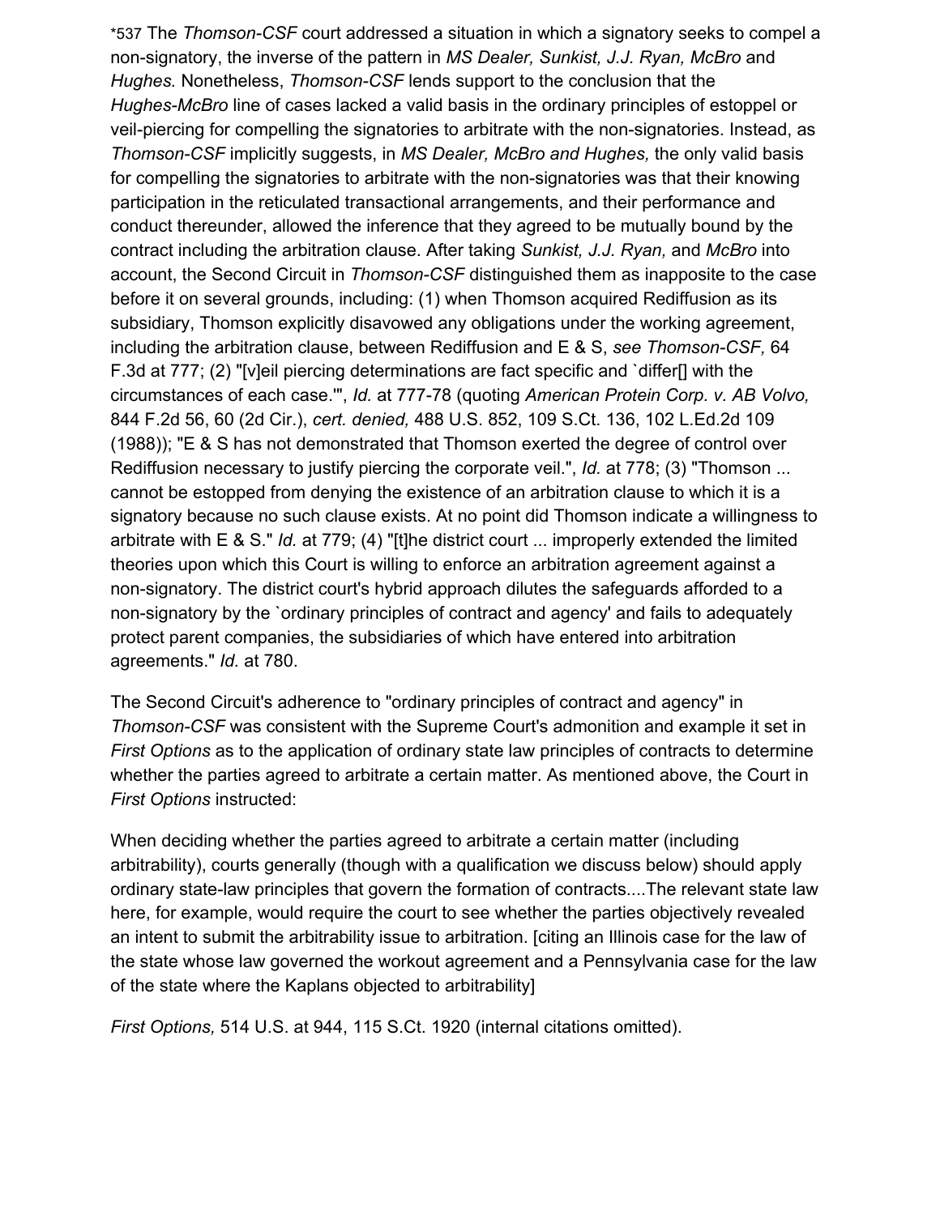*537 The *Thomson-CSF* court addressed a situation in which a signatory seeks to compel a non-signatory, the inverse of the pattern in *MS Dealer, Sunkist, J.J. Ryan, McBro* and *Hughes.* Nonetheless, *Thomson-CSF* lends support to the conclusion that the *Hughes-McBro* line of cases lacked a valid basis in the ordinary principles of estoppel or veil-piercing for compelling the signatories to arbitrate with the non-signatories. Instead, as *Thomson-CSF* implicitly suggests, in *MS Dealer, McBro and Hughes,* the only valid basis for compelling the signatories to arbitrate with the non-signatories was that their knowing participation in the reticulated transactional arrangements, and their performance and conduct thereunder, allowed the inference that they agreed to be mutually bound by the contract including the arbitration clause. After taking *Sunkist, J.J. Ryan,* and *McBro* into account, the Second Circuit in *Thomson-CSF* distinguished them as inapposite to the case before it on several grounds, including: (1) when Thomson acquired Rediffusion as its subsidiary, Thomson explicitly disavowed any obligations under the working agreement, including the arbitration clause, between Rediffusion and E & S, *see Thomson-CSF,* 64 F.3d at 777; (2) "[v]eil piercing determinations are fact specific and `differ[] with the circumstances of each case.'", *Id.* at 777-78 (quoting *American Protein Corp. v. AB Volvo,* 844 F.2d 56, 60 (2d Cir.), *cert. denied,* 488 U.S. 852, 109 S.Ct. 136, 102 L.Ed.2d 109 (1988)); "E & S has not demonstrated that Thomson exerted the degree of control over Rediffusion necessary to justify piercing the corporate veil.", *Id.* at 778; (3) "Thomson ... cannot be estopped from denying the existence of an arbitration clause to which it is a signatory because no such clause exists. At no point did Thomson indicate a willingness to arbitrate with E & S." *Id.* at 779; (4) "[t]he district court ... improperly extended the limited theories upon which this Court is willing to enforce an arbitration agreement against a non-signatory. The district court's hybrid approach dilutes the safeguards afforded to a non-signatory by the `ordinary principles of contract and agency' and fails to adequately protect parent companies, the subsidiaries of which have entered into arbitration agreements." *Id.* at 780.

The Second Circuit's adherence to "ordinary principles of contract and agency" in *Thomson-CSF* was consistent with the Supreme Court's admonition and example it set in *First Options* as to the application of ordinary state law principles of contracts to determine whether the parties agreed to arbitrate a certain matter. As mentioned above, the Court in *First Options* instructed:

When deciding whether the parties agreed to arbitrate a certain matter (including arbitrability), courts generally (though with a qualification we discuss below) should apply ordinary state-law principles that govern the formation of contracts....The relevant state law here, for example, would require the court to see whether the parties objectively revealed an intent to submit the arbitrability issue to arbitration. [citing an Illinois case for the law of the state whose law governed the workout agreement and a Pennsylvania case for the law of the state where the Kaplans objected to arbitrability]

*First Options,* 514 U.S. at 944, 115 S.Ct. 1920 (internal citations omitted).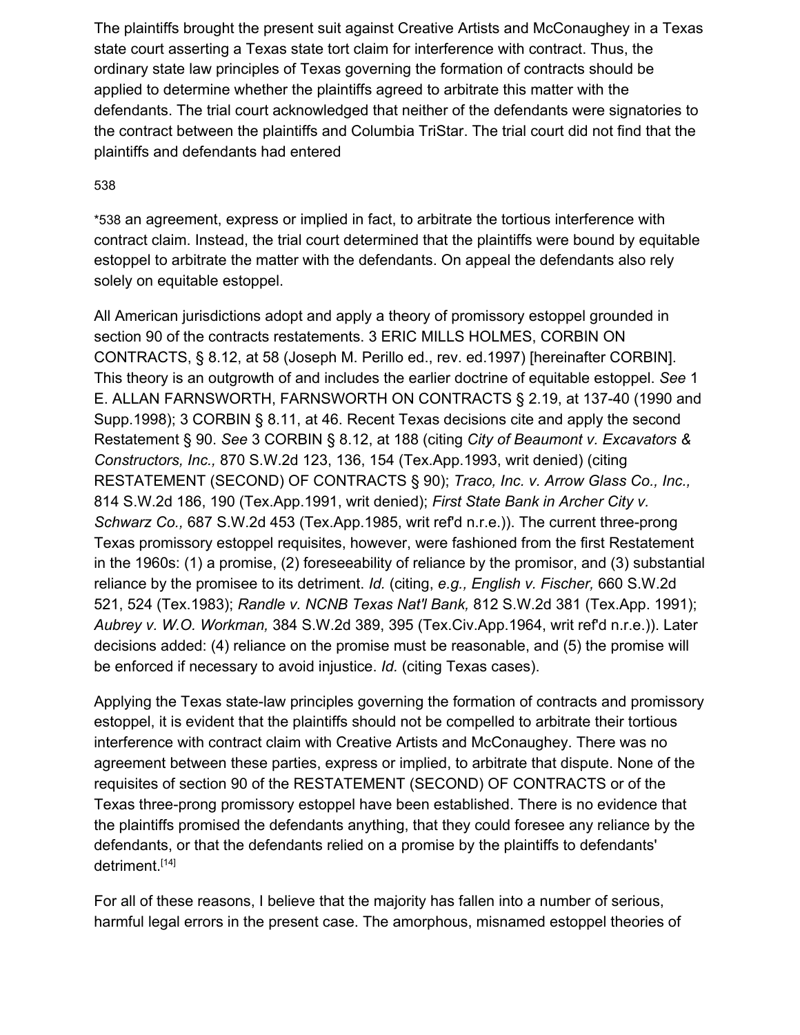The plaintiffs brought the present suit against Creative Artists and McConaughey in a Texas state court asserting a Texas state tort claim for interference with contract. Thus, the ordinary state law principles of Texas governing the formation of contracts should be applied to determine whether the plaintiffs agreed to arbitrate this matter with the defendants. The trial court acknowledged that neither of the defendants were signatories to the contract between the plaintiffs and Columbia TriStar. The trial court did not find that the plaintiffs and defendants had entered

538

*538 an agreement, express or implied in fact, to arbitrate the tortious interference with contract claim. Instead, the trial court determined that the plaintiffs were bound by equitable estoppel to arbitrate the matter with the defendants. On appeal the defendants also rely solely on equitable estoppel.

All American jurisdictions adopt and apply a theory of promissory estoppel grounded in section 90 of the contracts restatements. 3 ERIC MILLS HOLMES, CORBIN ON CONTRACTS, § 8.12, at 58 (Joseph M. Perillo ed., rev. ed.1997) [hereinafter CORBIN]. This theory is an outgrowth of and includes the earlier doctrine of equitable estoppel. *See* 1 E. ALLAN FARNSWORTH, FARNSWORTH ON CONTRACTS § 2.19, at 137-40 (1990 and Supp.1998); 3 CORBIN § 8.11, at 46. Recent Texas decisions cite and apply the second Restatement § 90. *See* 3 CORBIN § 8.12, at 188 (citing *City of Beaumont v. Excavators & Constructors, Inc.,* 870 S.W.2d 123, 136, 154 (Tex.App.1993, writ denied) (citing RESTATEMENT (SECOND) OF CONTRACTS § 90); *Traco, Inc. v. Arrow Glass Co., Inc.,* 814 S.W.2d 186, 190 (Tex.App.1991, writ denied); *First State Bank in Archer City v. Schwarz Co.,* 687 S.W.2d 453 (Tex.App.1985, writ ref'd n.r.e.)). The current three-prong Texas promissory estoppel requisites, however, were fashioned from the first Restatement in the 1960s: (1) a promise, (2) foreseeability of reliance by the promisor, and (3) substantial reliance by the promisee to its detriment. *Id.* (citing, *e.g., English v. Fischer,* 660 S.W.2d 521, 524 (Tex.1983); *Randle v. NCNB Texas Nat'l Bank,* 812 S.W.2d 381 (Tex.App. 1991); *Aubrey v. W.O. Workman,* 384 S.W.2d 389, 395 (Tex.Civ.App.1964, writ ref'd n.r.e.)). Later decisions added: (4) reliance on the promise must be reasonable, and (5) the promise will be enforced if necessary to avoid injustice. *Id.* (citing Texas cases).

Applying the Texas state-law principles governing the formation of contracts and promissory estoppel, it is evident that the plaintiffs should not be compelled to arbitrate their tortious interference with contract claim with Creative Artists and McConaughey. There was no agreement between these parties, express or implied, to arbitrate that dispute. None of the requisites of section 90 of the RESTATEMENT (SECOND) OF CONTRACTS or of the Texas three-prong promissory estoppel have been established. There is no evidence that the plaintiffs promised the defendants anything, that they could foresee any reliance by the defendants, or that the defendants relied on a promise by the plaintiffs to defendants' detriment.[14]

For all of these reasons, I believe that the majority has fallen into a number of serious, harmful legal errors in the present case. The amorphous, misnamed estoppel theories of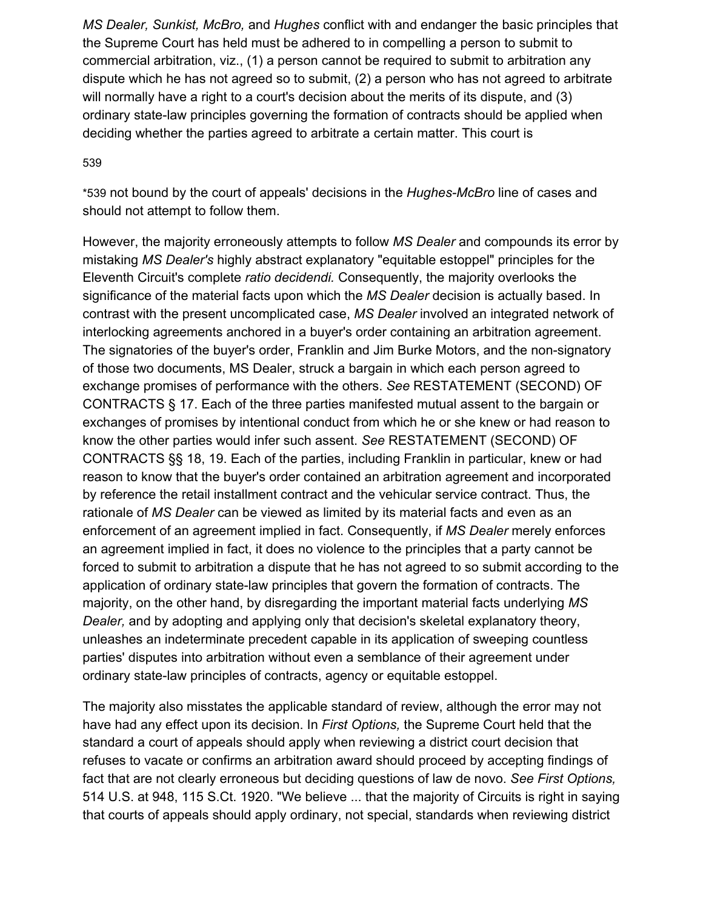*MS Dealer, Sunkist, McBro,* and *Hughes* conflict with and endanger the basic principles that the Supreme Court has held must be adhered to in compelling a person to submit to commercial arbitration, viz., (1) a person cannot be required to submit to arbitration any dispute which he has not agreed so to submit, (2) a person who has not agreed to arbitrate will normally have a right to a court's decision about the merits of its dispute, and (3) ordinary state-law principles governing the formation of contracts should be applied when deciding whether the parties agreed to arbitrate a certain matter. This court is

539

*539 not bound by the court of appeals' decisions in the *Hughes-McBro* line of cases and should not attempt to follow them.

However, the majority erroneously attempts to follow *MS Dealer* and compounds its error by mistaking *MS Dealer's* highly abstract explanatory "equitable estoppel" principles for the Eleventh Circuit's complete *ratio decidendi.* Consequently, the majority overlooks the significance of the material facts upon which the *MS Dealer* decision is actually based. In contrast with the present uncomplicated case, *MS Dealer* involved an integrated network of interlocking agreements anchored in a buyer's order containing an arbitration agreement. The signatories of the buyer's order, Franklin and Jim Burke Motors, and the non-signatory of those two documents, MS Dealer, struck a bargain in which each person agreed to exchange promises of performance with the others. *See* RESTATEMENT (SECOND) OF CONTRACTS § 17. Each of the three parties manifested mutual assent to the bargain or exchanges of promises by intentional conduct from which he or she knew or had reason to know the other parties would infer such assent. *See* RESTATEMENT (SECOND) OF CONTRACTS §§ 18, 19. Each of the parties, including Franklin in particular, knew or had reason to know that the buyer's order contained an arbitration agreement and incorporated by reference the retail installment contract and the vehicular service contract. Thus, the rationale of *MS Dealer* can be viewed as limited by its material facts and even as an enforcement of an agreement implied in fact. Consequently, if *MS Dealer* merely enforces an agreement implied in fact, it does no violence to the principles that a party cannot be forced to submit to arbitration a dispute that he has not agreed to so submit according to the application of ordinary state-law principles that govern the formation of contracts. The majority, on the other hand, by disregarding the important material facts underlying *MS Dealer,* and by adopting and applying only that decision's skeletal explanatory theory, unleashes an indeterminate precedent capable in its application of sweeping countless parties' disputes into arbitration without even a semblance of their agreement under ordinary state-law principles of contracts, agency or equitable estoppel.

The majority also misstates the applicable standard of review, although the error may not have had any effect upon its decision. In *First Options,* the Supreme Court held that the standard a court of appeals should apply when reviewing a district court decision that refuses to vacate or confirms an arbitration award should proceed by accepting findings of fact that are not clearly erroneous but deciding questions of law de novo. *See First Options,* 514 U.S. at 948, 115 S.Ct. 1920. "We believe ... that the majority of Circuits is right in saying that courts of appeals should apply ordinary, not special, standards when reviewing district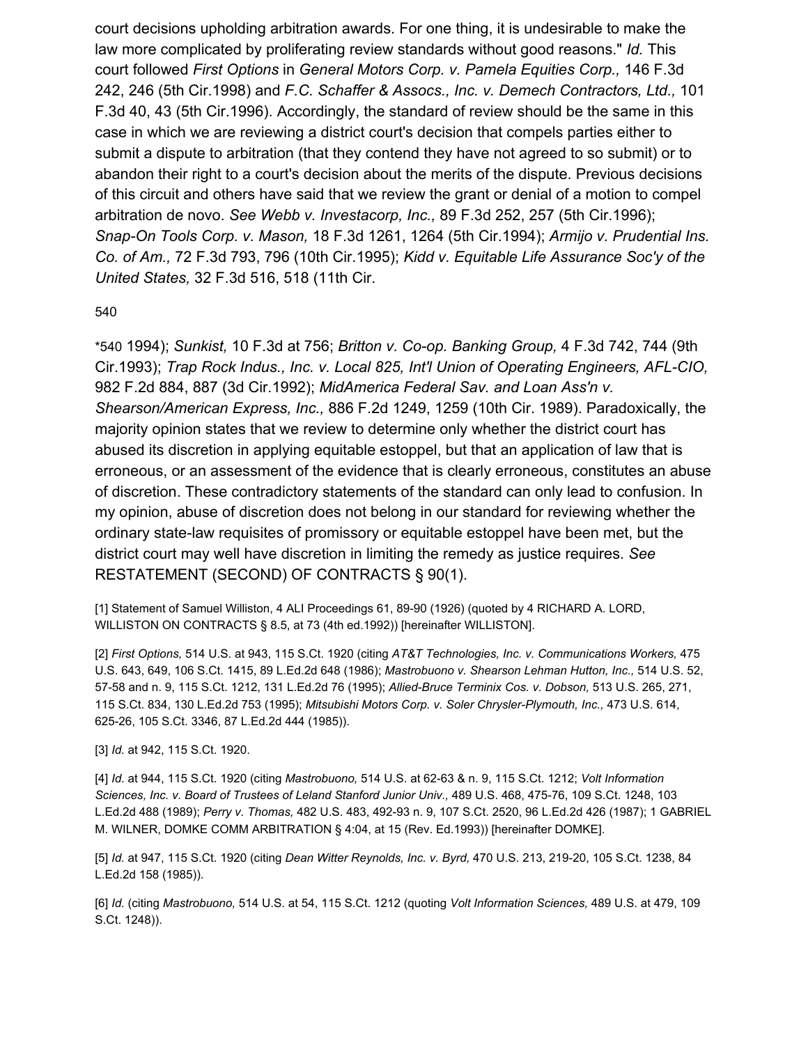court decisions upholding arbitration awards. For one thing, it is undesirable to make the law more complicated by proliferating review standards without good reasons." *Id.* This court followed *First Options* in *General Motors Corp. v. Pamela Equities Corp.,* 146 F.3d 242, 246 (5th Cir.1998) and *F.C. Schaffer & Assocs., Inc. v. Demech Contractors, Ltd.,* 101 F.3d 40, 43 (5th Cir.1996). Accordingly, the standard of review should be the same in this case in which we are reviewing a district court's decision that compels parties either to submit a dispute to arbitration (that they contend they have not agreed to so submit) or to abandon their right to a court's decision about the merits of the dispute. Previous decisions of this circuit and others have said that we review the grant or denial of a motion to compel arbitration de novo. *See Webb v. Investacorp, Inc.,* 89 F.3d 252, 257 (5th Cir.1996); *Snap-On Tools Corp. v. Mason,* 18 F.3d 1261, 1264 (5th Cir.1994); *Armijo v. Prudential Ins. Co. of Am.,* 72 F.3d 793, 796 (10th Cir.1995); *Kidd v. Equitable Life Assurance Soc'y of the United States,* 32 F.3d 516, 518 (11th Cir.

540

*540 1994); *Sunkist,* 10 F.3d at 756; *Britton v. Co-op. Banking Group,* 4 F.3d 742, 744 (9th Cir.1993); *Trap Rock Indus., Inc. v. Local 825, Int'l Union of Operating Engineers, AFL-CIO,* 982 F.2d 884, 887 (3d Cir.1992); *MidAmerica Federal Sav. and Loan Ass'n v. Shearson/American Express, Inc.,* 886 F.2d 1249, 1259 (10th Cir. 1989). Paradoxically, the majority opinion states that we review to determine only whether the district court has abused its discretion in applying equitable estoppel, but that an application of law that is erroneous, or an assessment of the evidence that is clearly erroneous, constitutes an abuse of discretion. These contradictory statements of the standard can only lead to confusion. In my opinion, abuse of discretion does not belong in our standard for reviewing whether the ordinary state-law requisites of promissory or equitable estoppel have been met, but the district court may well have discretion in limiting the remedy as justice requires. *See* RESTATEMENT (SECOND) OF CONTRACTS § 90(1).

[1] Statement of Samuel Williston, 4 ALI Proceedings 61, 89-90 (1926) (quoted by 4 RICHARD A. LORD, WILLISTON ON CONTRACTS § 8.5, at 73 (4th ed.1992)) [hereinafter WILLISTON].

[2] *First Options,* 514 U.S. at 943, 115 S.Ct. 1920 (citing *AT&T Technologies, Inc. v. Communications Workers,* 475 U.S. 643, 649, 106 S.Ct. 1415, 89 L.Ed.2d 648 (1986); *Mastrobuono v. Shearson Lehman Hutton, Inc.,* 514 U.S. 52, 57-58 and n. 9, 115 S.Ct. 1212, 131 L.Ed.2d 76 (1995); *Allied-Bruce Terminix Cos. v. Dobson,* 513 U.S. 265, 271, 115 S.Ct. 834, 130 L.Ed.2d 753 (1995); *Mitsubishi Motors Corp. v. Soler Chrysler-Plymouth, Inc.,* 473 U.S. 614, 625-26, 105 S.Ct. 3346, 87 L.Ed.2d 444 (1985)).

[3] *Id.* at 942, 115 S.Ct. 1920.

[4] *Id.* at 944, 115 S.Ct. 1920 (citing *Mastrobuono,* 514 U.S. at 62-63 & n. 9, 115 S.Ct. 1212; *Volt Information Sciences, Inc. v. Board of Trustees of Leland Stanford Junior Univ.,* 489 U.S. 468, 475-76, 109 S.Ct. 1248, 103 L.Ed.2d 488 (1989); *Perry v. Thomas,* 482 U.S. 483, 492-93 n. 9, 107 S.Ct. 2520, 96 L.Ed.2d 426 (1987); 1 GABRIEL M. WILNER, DOMKE COMM ARBITRATION § 4:04, at 15 (Rev. Ed.1993)) [hereinafter DOMKE].

[5] *Id.* at 947, 115 S.Ct. 1920 (citing *Dean Witter Reynolds, Inc. v. Byrd,* 470 U.S. 213, 219-20, 105 S.Ct. 1238, 84 L.Ed.2d 158 (1985)).

[6] *Id.* (citing *Mastrobuono,* 514 U.S. at 54, 115 S.Ct. 1212 (quoting *Volt Information Sciences,* 489 U.S. at 479, 109 S.Ct. 1248)).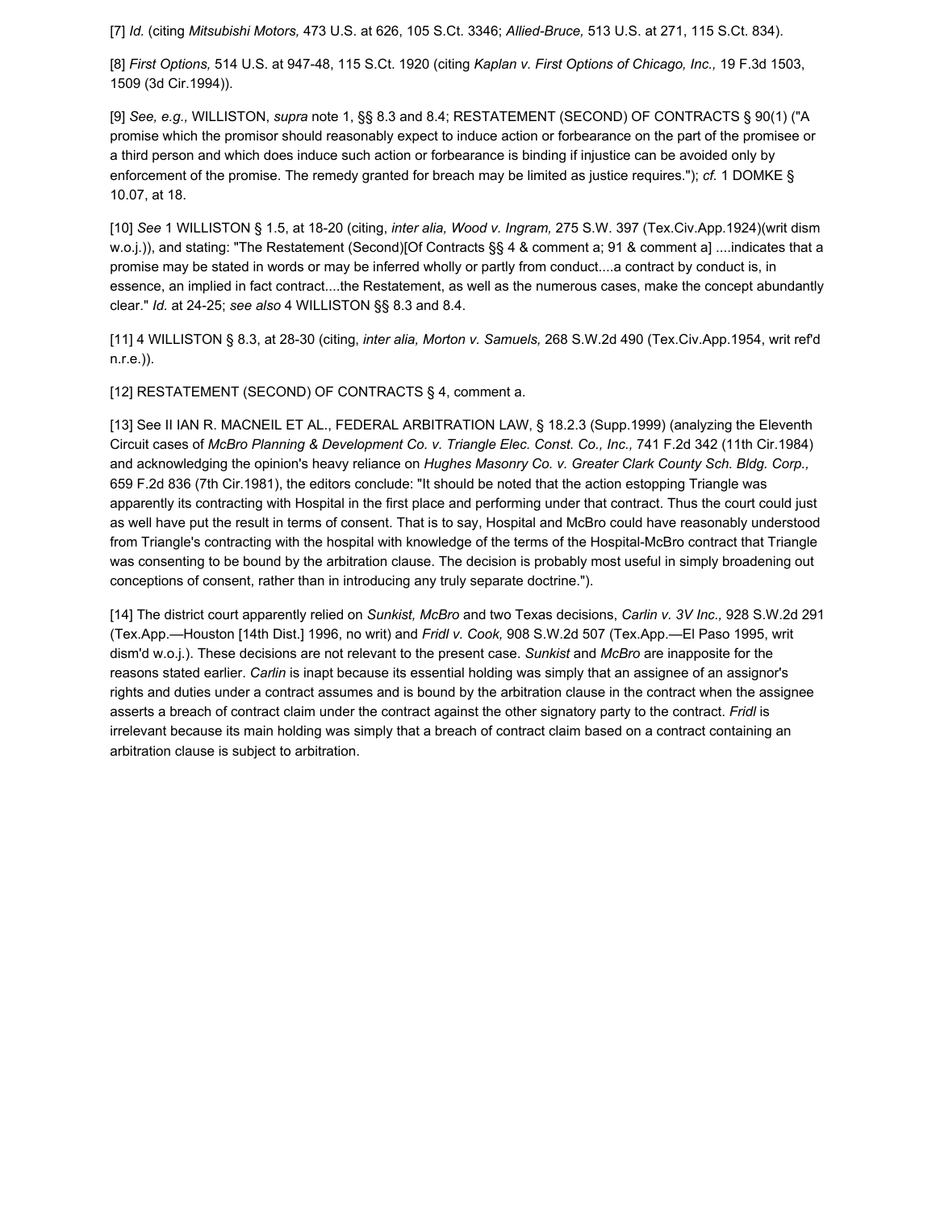[7] *Id.* (citing *Mitsubishi Motors,* 473 U.S. at 626, 105 S.Ct. 3346; *Allied-Bruce,* 513 U.S. at 271, 115 S.Ct. 834).

[8] *First Options,* 514 U.S. at 947-48, 115 S.Ct. 1920 (citing *Kaplan v. First Options of Chicago, Inc.,* 19 F.3d 1503, 1509 (3d Cir.1994)).

[9] *See, e.g.,* WILLISTON, *supra* note 1, §§ 8.3 and 8.4; RESTATEMENT (SECOND) OF CONTRACTS § 90(1) ("A promise which the promisor should reasonably expect to induce action or forbearance on the part of the promisee or a third person and which does induce such action or forbearance is binding if injustice can be avoided only by enforcement of the promise. The remedy granted for breach may be limited as justice requires."); *cf.* 1 DOMKE § 10.07, at 18.

[10] *See* 1 WILLISTON § 1.5, at 18-20 (citing, *inter alia, Wood v. Ingram,* 275 S.W. 397 (Tex.Civ.App.1924)(writ dism w.o.j.)), and stating: "The Restatement (Second)[Of Contracts §§ 4 & comment a; 91 & comment a] ....indicates that a promise may be stated in words or may be inferred wholly or partly from conduct....a contract by conduct is, in essence, an implied in fact contract....the Restatement, as well as the numerous cases, make the concept abundantly clear." *Id.* at 24-25; *see also* 4 WILLISTON §§ 8.3 and 8.4.

[11] 4 WILLISTON § 8.3, at 28-30 (citing, *inter alia, Morton v. Samuels,* 268 S.W.2d 490 (Tex.Civ.App.1954, writ ref'd n.r.e.)).

[12] RESTATEMENT (SECOND) OF CONTRACTS § 4, comment a.

[13] See II IAN R. MACNEIL ET AL., FEDERAL ARBITRATION LAW, § 18.2.3 (Supp.1999) (analyzing the Eleventh Circuit cases of *McBro Planning & Development Co. v. Triangle Elec. Const. Co., Inc.,* 741 F.2d 342 (11th Cir.1984) and acknowledging the opinion's heavy reliance on *Hughes Masonry Co. v. Greater Clark County Sch. Bldg. Corp.,* 659 F.2d 836 (7th Cir.1981), the editors conclude: "It should be noted that the action estopping Triangle was apparently its contracting with Hospital in the first place and performing under that contract. Thus the court could just as well have put the result in terms of consent. That is to say, Hospital and McBro could have reasonably understood from Triangle's contracting with the hospital with knowledge of the terms of the Hospital-McBro contract that Triangle was consenting to be bound by the arbitration clause. The decision is probably most useful in simply broadening out conceptions of consent, rather than in introducing any truly separate doctrine.").

[14] The district court apparently relied on *Sunkist, McBro* and two Texas decisions, *Carlin v. 3V Inc.,* 928 S.W.2d 291 (Tex.App.—Houston [14th Dist.] 1996, no writ) and *Fridl v. Cook,* 908 S.W.2d 507 (Tex.App.—El Paso 1995, writ dism'd w.o.j.). These decisions are not relevant to the present case. *Sunkist* and *McBro* are inapposite for the reasons stated earlier. *Carlin* is inapt because its essential holding was simply that an assignee of an assignor's rights and duties under a contract assumes and is bound by the arbitration clause in the contract when the assignee asserts a breach of contract claim under the contract against the other signatory party to the contract. *Fridl* is irrelevant because its main holding was simply that a breach of contract claim based on a contract containing an arbitration clause is subject to arbitration.